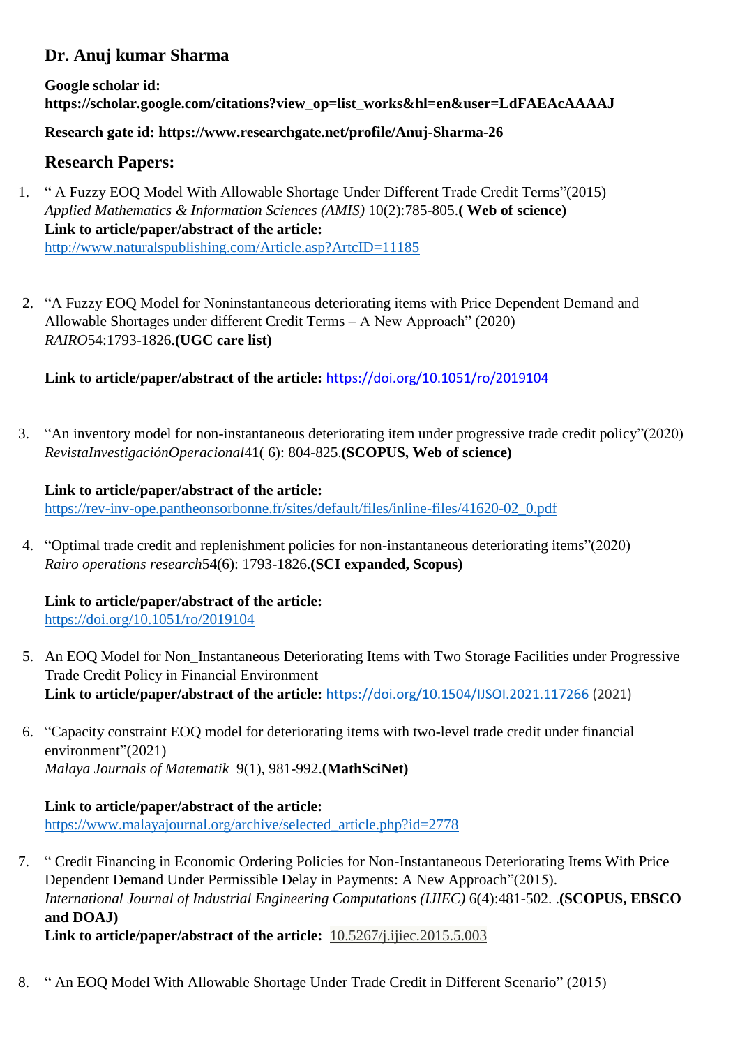## Dr. Anuj kumar Sharma

**Google scholar id: https://scholar.google.com/citations?view_op=list_works&hl=en&user=LdFAEAcAAAAJ**

**Research gate id: https://www.researchgate.net/profile/Anuj-Sharma-26**

## Research Papers:

1. " A Fuzzy EOQ Model With Allowable Shortage Under Different Trade Credit Terms"(2015) *Applied Mathematics & Information Sciences (AMIS)* 10(2):785-805.**( Web of science)**
   **Link to article/paper/abstract of the article:**
   http://www.naturalspublishing.com/Article.asp?ArtcID=11185

2. "A Fuzzy EOQ Model for Noninstantaneous deteriorating items with Price Dependent Demand and Allowable Shortages under different Credit Terms – A New Approach" (2020)
   *RAIRO*54:1793-1826.**(UGC care list)**

   **Link to article/paper/abstract of the article:** https://doi.org/10.1051/ro/2019104

3. "An inventory model for non-instantaneous deteriorating item under progressive trade credit policy"(2020) *RevistaInvestigaciónOperacional*41( 6): 804-825.**(SCOPUS, Web of science)**

   **Link to article/paper/abstract of the article:**
   https://rev-inv-ope.pantheonsorbonne.fr/sites/default/files/inline-files/41620-02_0.pdf

4. "Optimal trade credit and replenishment policies for non-instantaneous deteriorating items"(2020)
   *Rairo operations research*54(6): 1793-1826.**(SCI expanded, Scopus)**

   **Link to article/paper/abstract of the article:**
   https://doi.org/10.1051/ro/2019104

5. An EOQ Model for Non_Instantaneous Deteriorating Items with Two Storage Facilities under Progressive Trade Credit Policy in Financial Environment
   **Link to article/paper/abstract of the article:** https://doi.org/10.1504/IJSOI.2021.117266 (2021)

6. "Capacity constraint EOQ model for deteriorating items with two-level trade credit under financial environment"(2021)
   *Malaya Journals of Matematik* 9(1), 981-992.**(MathSciNet)**

   **Link to article/paper/abstract of the article:**
   https://www.malayajournal.org/archive/selected_article.php?id=2778

7. " Credit Financing in Economic Ordering Policies for Non-Instantaneous Deteriorating Items With Price Dependent Demand Under Permissible Delay in Payments: A New Approach"(2015).
   *International Journal of Industrial Engineering Computations (IJIEC)* 6(4):481-502. .**(SCOPUS, EBSCO and DOAJ)**
   **Link to article/paper/abstract of the article:** 10.5267/j.ijiec.2015.5.003

8. " An EOQ Model With Allowable Shortage Under Trade Credit in Different Scenario" (2015)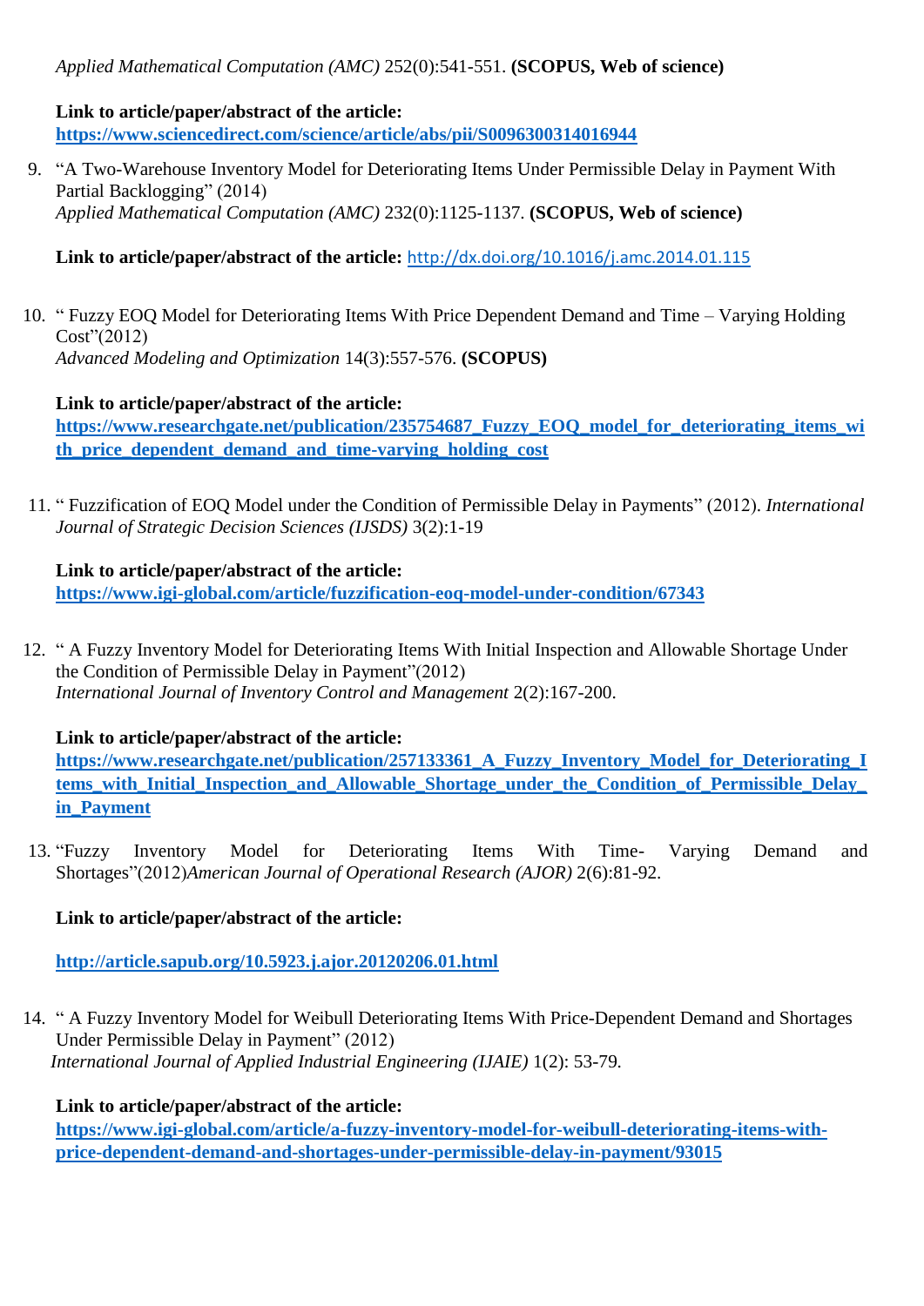*Applied Mathematical Computation (AMC)* 252(0):541-551. **(SCOPUS, Web of science)**

**Link to article/paper/abstract of the article:**
**https://www.sciencedirect.com/science/article/abs/pii/S0096300314016944**

9. "A Two-Warehouse Inventory Model for Deteriorating Items Under Permissible Delay in Payment With Partial Backlogging" (2014)
*Applied Mathematical Computation (AMC)* 232(0):1125-1137. **(SCOPUS, Web of science)**

   **Link to article/paper/abstract of the article:** http://dx.doi.org/10.1016/j.amc.2014.01.115

10. " Fuzzy EOQ Model for Deteriorating Items With Price Dependent Demand and Time – Varying Holding Cost"(2012)
*Advanced Modeling and Optimization* 14(3):557-576. **(SCOPUS)**

    **Link to article/paper/abstract of the article:**
    **https://www.researchgate.net/publication/235754687_Fuzzy_EOQ_model_for_deteriorating_items_with_price_dependent_demand_and_time-varying_holding_cost**

11. " Fuzzification of EOQ Model under the Condition of Permissible Delay in Payments" (2012). *International Journal of Strategic Decision Sciences (IJSDS)* 3(2):1-19

    **Link to article/paper/abstract of the article:**
    **https://www.igi-global.com/article/fuzzification-eoq-model-under-condition/67343**

12. " A Fuzzy Inventory Model for Deteriorating Items With Initial Inspection and Allowable Shortage Under the Condition of Permissible Delay in Payment"(2012)
*International Journal of Inventory Control and Management* 2(2):167-200.

    **Link to article/paper/abstract of the article:**
    **https://www.researchgate.net/publication/257133361_A_Fuzzy_Inventory_Model_for_Deteriorating_Items_with_Initial_Inspection_and_Allowable_Shortage_under_the_Condition_of_Permissible_Delay_in_Payment**

13. "Fuzzy Inventory Model for Deteriorating Items With Time- Varying Demand and Shortages"(2012)*American Journal of Operational Research (AJOR)* 2(6):81-92.

    **Link to article/paper/abstract of the article:**

    **http://article.sapub.org/10.5923.j.ajor.20120206.01.html**

14. " A Fuzzy Inventory Model for Weibull Deteriorating Items With Price-Dependent Demand and Shortages Under Permissible Delay in Payment" (2012)
*International Journal of Applied Industrial Engineering (IJAIE)* 1(2): 53-79.

    **Link to article/paper/abstract of the article:**
    **https://www.igi-global.com/article/a-fuzzy-inventory-model-for-weibull-deteriorating-items-with-price-dependent-demand-and-shortages-under-permissible-delay-in-payment/93015**